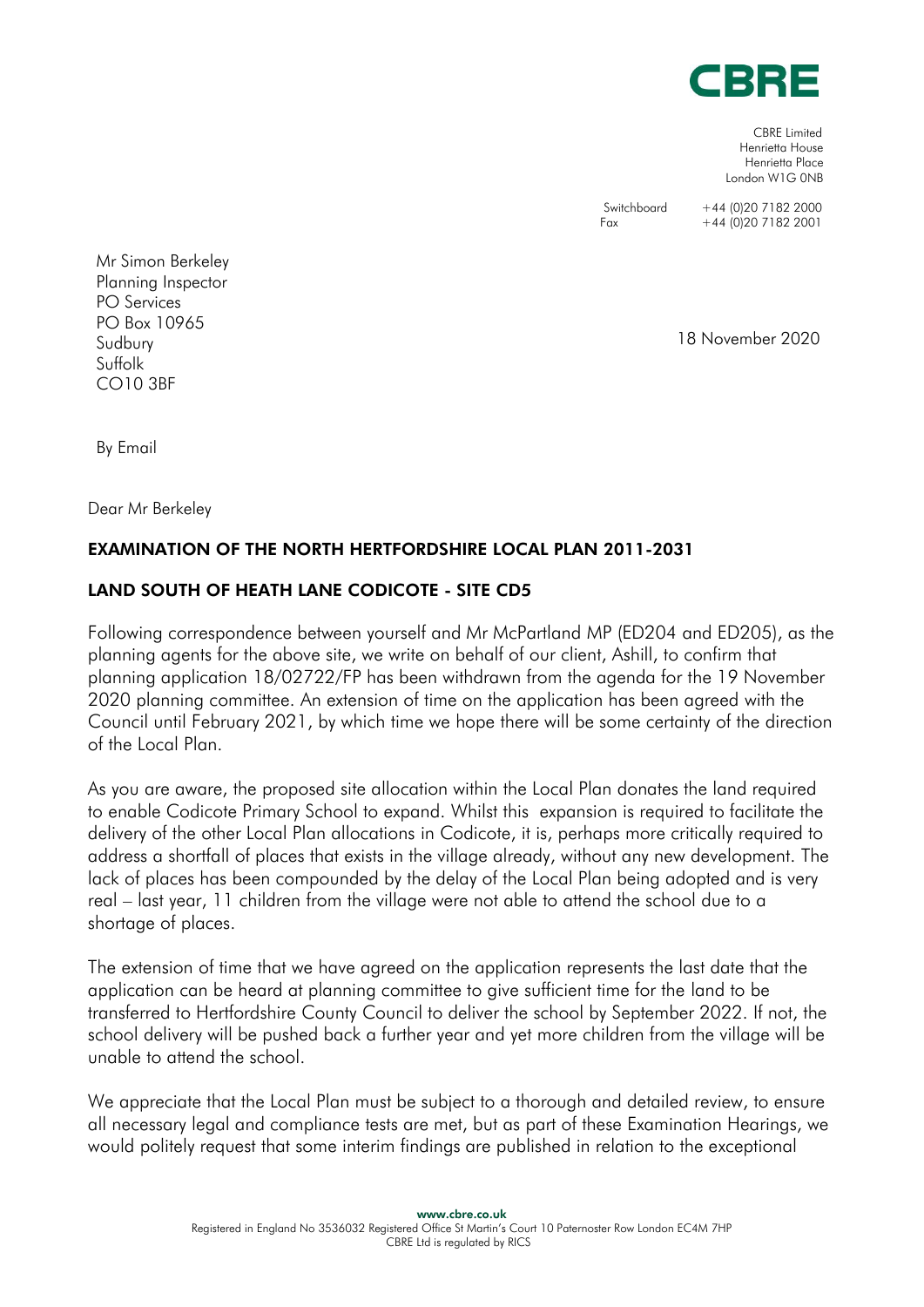**CBRE**

CBRE Limited
Henrietta House
Henrietta Place
London W1G 0NB

Switchboard +44 (0)20 7182 2000
Fax +44 (0)20 7182 2001

Mr Simon Berkeley
Planning Inspector
PO Services
PO Box 10965
Sudbury
Suffolk
CO10 3BF

18 November 2020

By Email

Dear Mr Berkeley

**EXAMINATION OF THE NORTH HERTFORDSHIRE LOCAL PLAN 2011-2031**

**LAND SOUTH OF HEATH LANE CODICOTE - SITE CD5**

Following correspondence between yourself and Mr McPartland MP (ED204 and ED205), as the planning agents for the above site, we write on behalf of our client, Ashill, to confirm that planning application 18/02722/FP has been withdrawn from the agenda for the 19 November 2020 planning committee. An extension of time on the application has been agreed with the Council until February 2021, by which time we hope there will be some certainty of the direction of the Local Plan.

As you are aware, the proposed site allocation within the Local Plan donates the land required to enable Codicote Primary School to expand. Whilst this expansion is required to facilitate the delivery of the other Local Plan allocations in Codicote, it is, perhaps more critically required to address a shortfall of places that exists in the village already, without any new development. The lack of places has been compounded by the delay of the Local Plan being adopted and is very real – last year, 11 children from the village were not able to attend the school due to a shortage of places.

The extension of time that we have agreed on the application represents the last date that the application can be heard at planning committee to give sufficient time for the land to be transferred to Hertfordshire County Council to deliver the school by September 2022. If not, the school delivery will be pushed back a further year and yet more children from the village will be unable to attend the school.

We appreciate that the Local Plan must be subject to a thorough and detailed review, to ensure all necessary legal and compliance tests are met, but as part of these Examination Hearings, we would politely request that some interim findings are published in relation to the exceptional

www.cbre.co.uk
Registered in England No 3536032 Registered Office St Martin's Court 10 Paternoster Row London EC4M 7HP
CBRE Ltd is regulated by RICS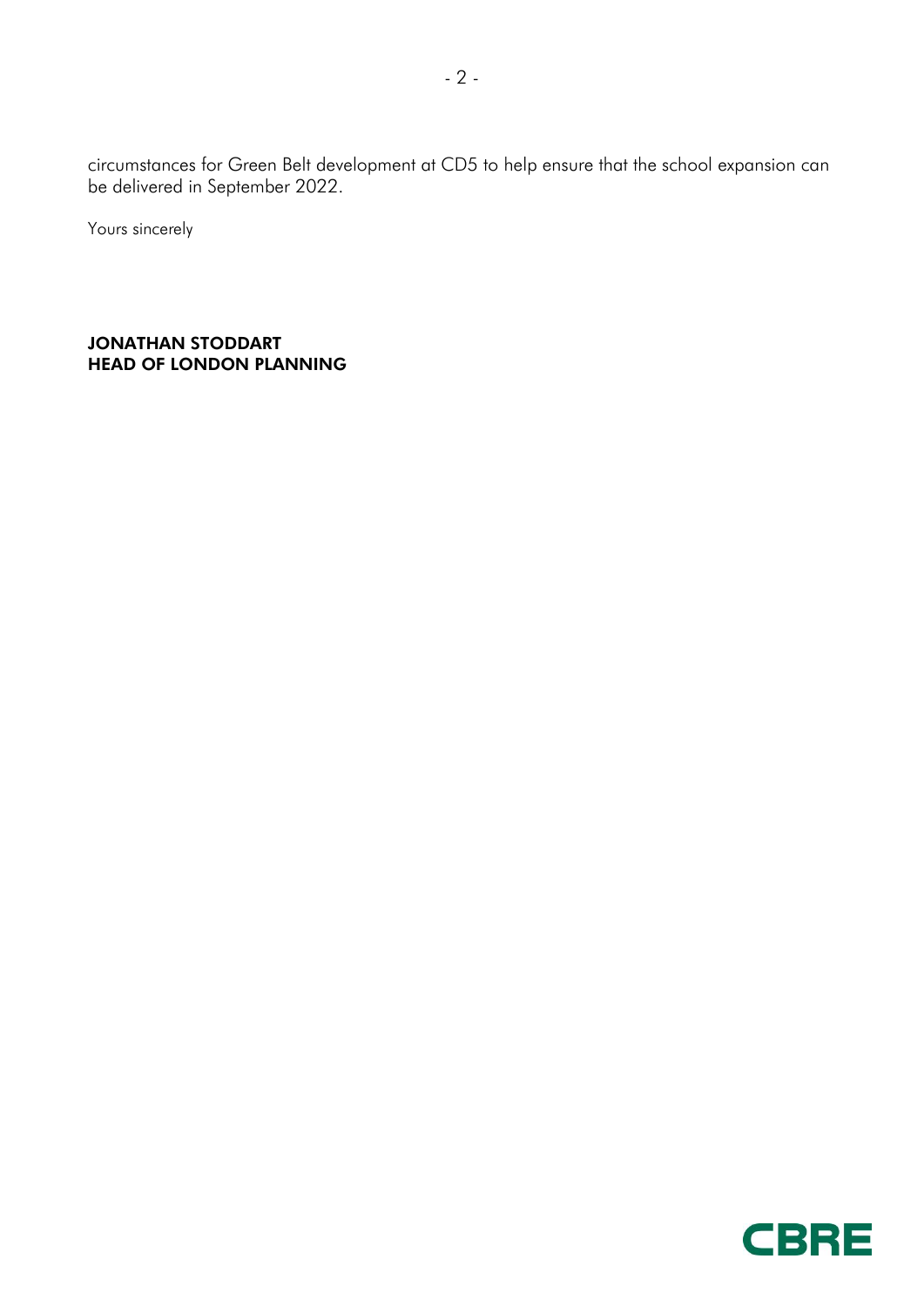circumstances for Green Belt development at CD5 to help ensure that the school expansion can be delivered in September 2022.

Yours sincerely

**JONATHAN STODDART**
**HEAD OF LONDON PLANNING**